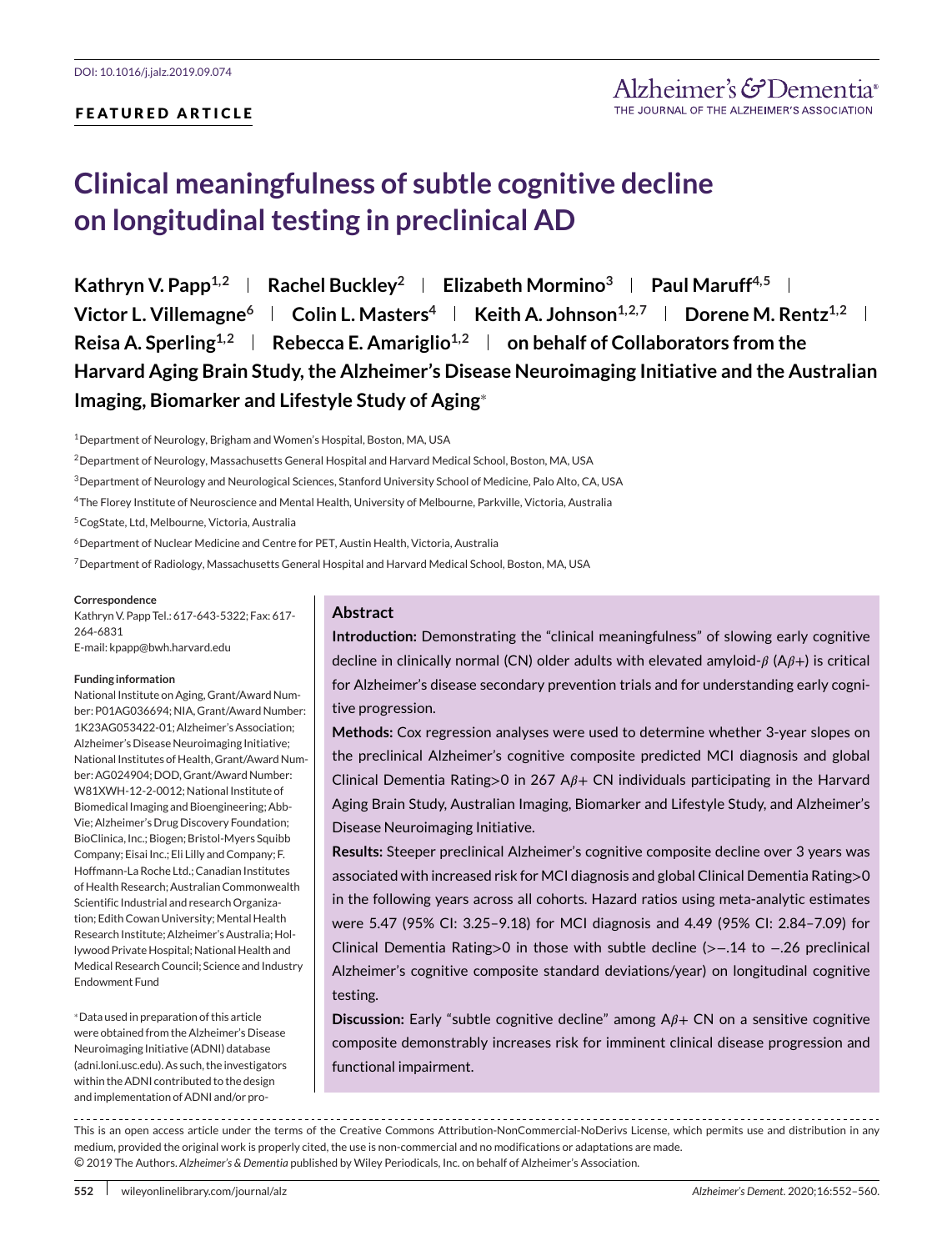DOI: 10.1016/j.jalz.2019.09.074

FEATURED ARTICLE

# Clinical meaningfulness of subtle cognitive decline on longitudinal testing in preclinical AD

**Kathryn V. Papp[1,2] | Rachel Buckley[2] | Elizabeth Mormino[3] | Paul Maruff[4,5] | Victor L. Villemagne[6] | Colin L. Masters[4] | Keith A. Johnson[1,2,7] | Dorene M. Rentz[1,2] | Reisa A. Sperling[1,2] | Rebecca E. Amariglio[1,2] | on behalf of Collaborators from the Harvard Aging Brain Study, the Alzheimer's Disease Neuroimaging Initiative and the Australian Imaging, Biomarker and Lifestyle Study of Aging***

[1]Department of Neurology, Brigham and Women's Hospital, Boston, MA, USA

[2]Department of Neurology, Massachusetts General Hospital and Harvard Medical School, Boston, MA, USA

[3]Department of Neurology and Neurological Sciences, Stanford University School of Medicine, Palo Alto, CA, USA

[4]The Florey Institute of Neuroscience and Mental Health, University of Melbourne, Parkville, Victoria, Australia

[5]CogState, Ltd, Melbourne, Victoria, Australia

[6]Department of Nuclear Medicine and Centre for PET, Austin Health, Victoria, Australia

[7]Department of Radiology, Massachusetts General Hospital and Harvard Medical School, Boston, MA, USA

**Correspondence**

Kathryn V. Papp Tel.: 617-643-5322; Fax: 617-264-6831
E-mail: kpapp@bwh.harvard.edu

**Funding information**

National Institute on Aging, Grant/Award Number: P01AG036694; NIA, Grant/Award Number: 1K23AG053422-01; Alzheimer's Association; Alzheimer's Disease Neuroimaging Initiative; National Institutes of Health, Grant/Award Number: AG024904; DOD, Grant/Award Number: W81XWH-12-2-0012; National Institute of Biomedical Imaging and Bioengineering; AbbVie; Alzheimer's Drug Discovery Foundation; BioClinica, Inc.; Biogen; Bristol-Myers Squibb Company; Eisai Inc.; Eli Lilly and Company; F. Hoffmann-La Roche Ltd.; Canadian Institutes of Health Research; Australian Commonwealth Scientific Industrial and research Organization; Edith Cowan University; Mental Health Research Institute; Alzheimer's Australia; Hollywood Private Hospital; National Health and Medical Research Council; Science and Industry Endowment Fund

*Data used in preparation of this article were obtained from the Alzheimer's Disease Neuroimaging Initiative (ADNI) database (adni.loni.usc.edu). As such, the investigators within the ADNI contributed to the design and implementation of ADNI and/or pro-

## Abstract

**Introduction:** Demonstrating the "clinical meaningfulness" of slowing early cognitive decline in clinically normal (CN) older adults with elevated amyloid-$\beta$ (A$\beta$+) is critical for Alzheimer's disease secondary prevention trials and for understanding early cognitive progression.

**Methods:** Cox regression analyses were used to determine whether 3-year slopes on the preclinical Alzheimer's cognitive composite predicted MCI diagnosis and global Clinical Dementia Rating>0 in 267 A$\beta$+ CN individuals participating in the Harvard Aging Brain Study, Australian Imaging, Biomarker and Lifestyle Study, and Alzheimer's Disease Neuroimaging Initiative.

**Results:** Steeper preclinical Alzheimer's cognitive composite decline over 3 years was associated with increased risk for MCI diagnosis and global Clinical Dementia Rating>0 in the following years across all cohorts. Hazard ratios using meta-analytic estimates were 5.47 (95% CI: 3.25–9.18) for MCI diagnosis and 4.49 (95% CI: 2.84–7.09) for Clinical Dementia Rating>0 in those with subtle decline (>−.14 to −.26 preclinical Alzheimer's cognitive composite standard deviations/year) on longitudinal cognitive testing.

**Discussion:** Early "subtle cognitive decline" among A$\beta$+ CN on a sensitive cognitive composite demonstrably increases risk for imminent clinical disease progression and functional impairment.

This is an open access article under the terms of the Creative Commons Attribution-NonCommercial-NoDerivs License, which permits use and distribution in any medium, provided the original work is properly cited, the use is non-commercial and no modifications or adaptations are made.
© 2019 The Authors. *Alzheimer's & Dementia* published by Wiley Periodicals, Inc. on behalf of Alzheimer's Association.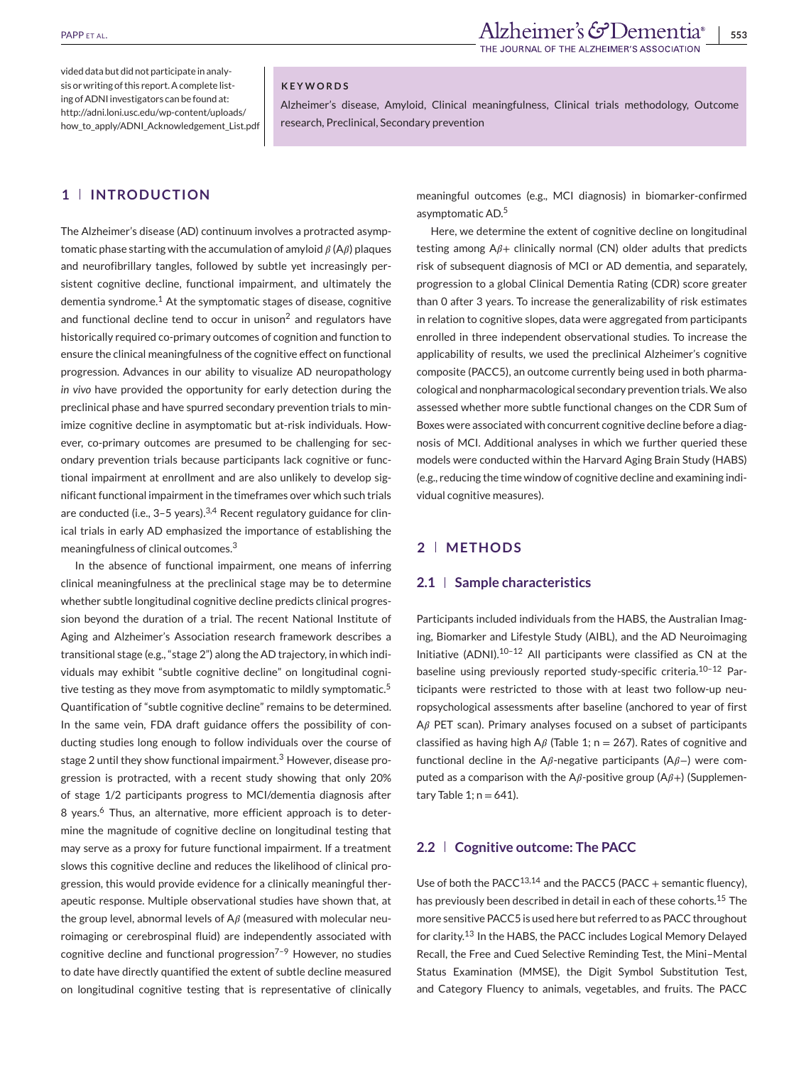vided data but did not participate in analysis or writing of this report. A complete listing of ADNI investigators can be found at: http://adni.loni.usc.edu/wp-content/uploads/how_to_apply/ADNI_Acknowledgement_List.pdf

**KEYWORDS**

Alzheimer's disease, Amyloid, Clinical meaningfulness, Clinical trials methodology, Outcome research, Preclinical, Secondary prevention

## 1 | INTRODUCTION

The Alzheimer's disease (AD) continuum involves a protracted asymptomatic phase starting with the accumulation of amyloid $\beta$ (A$\beta$) plaques and neurofibrillary tangles, followed by subtle yet increasingly persistent cognitive decline, functional impairment, and ultimately the dementia syndrome.[1] At the symptomatic stages of disease, cognitive and functional decline tend to occur in unison[2] and regulators have historically required co-primary outcomes of cognition and function to ensure the clinical meaningfulness of the cognitive effect on functional progression. Advances in our ability to visualize AD neuropathology *in vivo* have provided the opportunity for early detection during the preclinical phase and have spurred secondary prevention trials to minimize cognitive decline in asymptomatic but at-risk individuals. However, co-primary outcomes are presumed to be challenging for secondary prevention trials because participants lack cognitive or functional impairment at enrollment and are also unlikely to develop significant functional impairment in the timeframes over which such trials are conducted (i.e., 3–5 years).[3,4] Recent regulatory guidance for clinical trials in early AD emphasized the importance of establishing the meaningfulness of clinical outcomes.[3]

In the absence of functional impairment, one means of inferring clinical meaningfulness at the preclinical stage may be to determine whether subtle longitudinal cognitive decline predicts clinical progression beyond the duration of a trial. The recent National Institute of Aging and Alzheimer's Association research framework describes a transitional stage (e.g., "stage 2") along the AD trajectory, in which individuals may exhibit "subtle cognitive decline" on longitudinal cognitive testing as they move from asymptomatic to mildly symptomatic.[5] Quantification of "subtle cognitive decline" remains to be determined. In the same vein, FDA draft guidance offers the possibility of conducting studies long enough to follow individuals over the course of stage 2 until they show functional impairment.[3] However, disease progression is protracted, with a recent study showing that only 20% of stage 1/2 participants progress to MCI/dementia diagnosis after 8 years.[6] Thus, an alternative, more efficient approach is to determine the magnitude of cognitive decline on longitudinal testing that may serve as a proxy for future functional impairment. If a treatment slows this cognitive decline and reduces the likelihood of clinical progression, this would provide evidence for a clinically meaningful therapeutic response. Multiple observational studies have shown that, at the group level, abnormal levels of A$\beta$ (measured with molecular neuroimaging or cerebrospinal fluid) are independently associated with cognitive decline and functional progression[7–9] However, no studies to date have directly quantified the extent of subtle decline measured on longitudinal cognitive testing that is representative of clinically meaningful outcomes (e.g., MCI diagnosis) in biomarker-confirmed asymptomatic AD.[5]

Here, we determine the extent of cognitive decline on longitudinal testing among A$\beta$+ clinically normal (CN) older adults that predicts risk of subsequent diagnosis of MCI or AD dementia, and separately, progression to a global Clinical Dementia Rating (CDR) score greater than 0 after 3 years. To increase the generalizability of risk estimates in relation to cognitive slopes, data were aggregated from participants enrolled in three independent observational studies. To increase the applicability of results, we used the preclinical Alzheimer's cognitive composite (PACC5), an outcome currently being used in both pharmacological and nonpharmacological secondary prevention trials. We also assessed whether more subtle functional changes on the CDR Sum of Boxes were associated with concurrent cognitive decline before a diagnosis of MCI. Additional analyses in which we further queried these models were conducted within the Harvard Aging Brain Study (HABS) (e.g., reducing the time window of cognitive decline and examining individual cognitive measures).

## 2 | METHODS

### 2.1 | Sample characteristics

Participants included individuals from the HABS, the Australian Imaging, Biomarker and Lifestyle Study (AIBL), and the AD Neuroimaging Initiative (ADNI).[10–12] All participants were classified as CN at the baseline using previously reported study-specific criteria.[10–12] Participants were restricted to those with at least two follow-up neuropsychological assessments after baseline (anchored to year of first A$\beta$ PET scan). Primary analyses focused on a subset of participants classified as having high A$\beta$ (Table 1; n = 267). Rates of cognitive and functional decline in the A$\beta$-negative participants (A$\beta$−) were computed as a comparison with the A$\beta$-positive group (A$\beta$+) (Supplementary Table 1; n = 641).

### 2.2 | Cognitive outcome: The PACC

Use of both the PACC[13,14] and the PACC5 (PACC + semantic fluency), has previously been described in detail in each of these cohorts.[15] The more sensitive PACC5 is used here but referred to as PACC throughout for clarity.[13] In the HABS, the PACC includes Logical Memory Delayed Recall, the Free and Cued Selective Reminding Test, the Mini–Mental Status Examination (MMSE), the Digit Symbol Substitution Test, and Category Fluency to animals, vegetables, and fruits. The PACC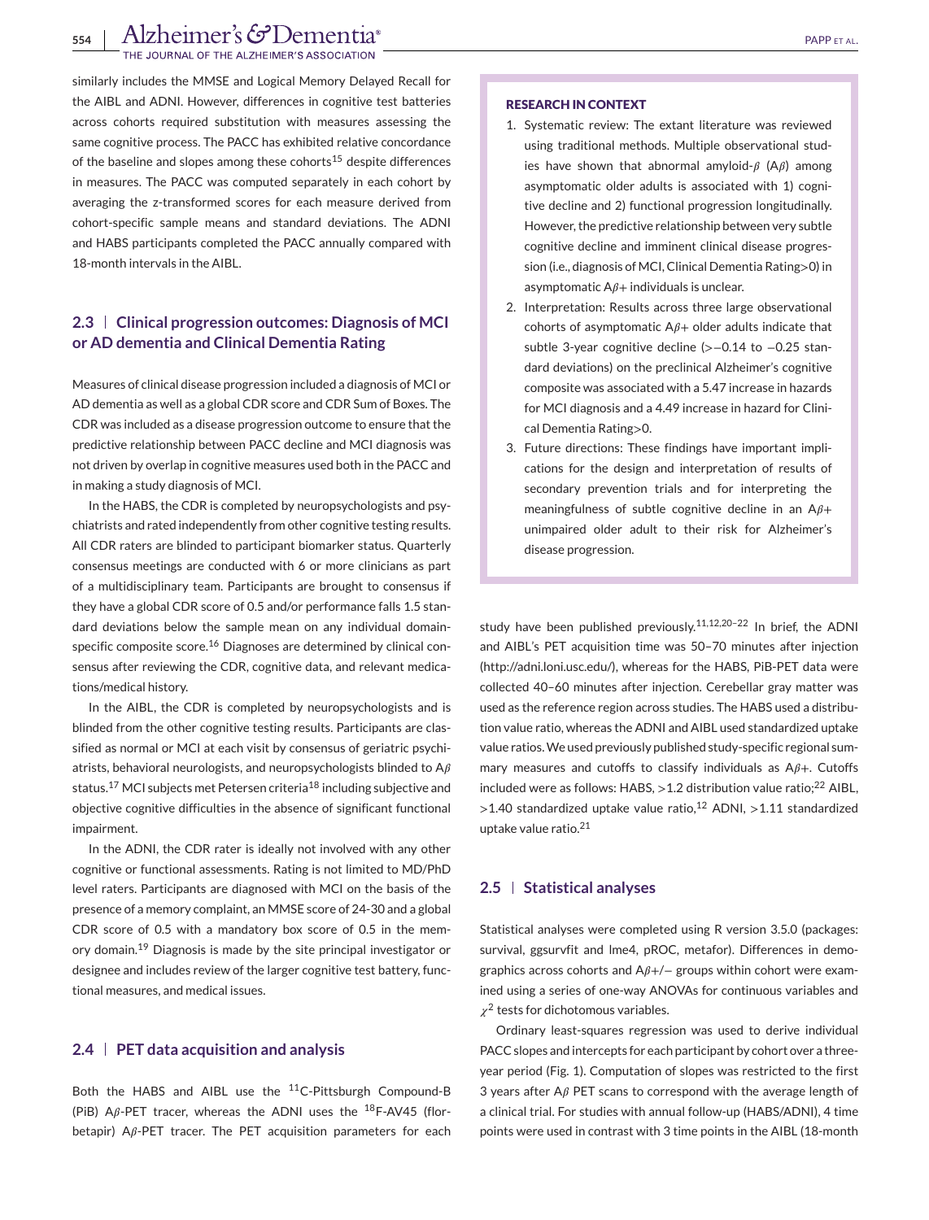similarly includes the MMSE and Logical Memory Delayed Recall for the AIBL and ADNI. However, differences in cognitive test batteries across cohorts required substitution with measures assessing the same cognitive process. The PACC has exhibited relative concordance of the baseline and slopes among these cohorts[15] despite differences in measures. The PACC was computed separately in each cohort by averaging the z-transformed scores for each measure derived from cohort-specific sample means and standard deviations. The ADNI and HABS participants completed the PACC annually compared with 18-month intervals in the AIBL.

## 2.3 | Clinical progression outcomes: Diagnosis of MCI or AD dementia and Clinical Dementia Rating

Measures of clinical disease progression included a diagnosis of MCI or AD dementia as well as a global CDR score and CDR Sum of Boxes. The CDR was included as a disease progression outcome to ensure that the predictive relationship between PACC decline and MCI diagnosis was not driven by overlap in cognitive measures used both in the PACC and in making a study diagnosis of MCI.

In the HABS, the CDR is completed by neuropsychologists and psychiatrists and rated independently from other cognitive testing results. All CDR raters are blinded to participant biomarker status. Quarterly consensus meetings are conducted with 6 or more clinicians as part of a multidisciplinary team. Participants are brought to consensus if they have a global CDR score of 0.5 and/or performance falls 1.5 standard deviations below the sample mean on any individual domain-specific composite score.[16] Diagnoses are determined by clinical consensus after reviewing the CDR, cognitive data, and relevant medications/medical history.

In the AIBL, the CDR is completed by neuropsychologists and is blinded from the other cognitive testing results. Participants are classified as normal or MCI at each visit by consensus of geriatric psychiatrists, behavioral neurologists, and neuropsychologists blinded to A$\beta$ status.[17] MCI subjects met Petersen criteria[18] including subjective and objective cognitive difficulties in the absence of significant functional impairment.

In the ADNI, the CDR rater is ideally not involved with any other cognitive or functional assessments. Rating is not limited to MD/PhD level raters. Participants are diagnosed with MCI on the basis of the presence of a memory complaint, an MMSE score of 24-30 and a global CDR score of 0.5 with a mandatory box score of 0.5 in the memory domain.[19] Diagnosis is made by the site principal investigator or designee and includes review of the larger cognitive test battery, functional measures, and medical issues.

## 2.4 | PET data acquisition and analysis

Both the HABS and AIBL use the $^{11}$C-Pittsburgh Compound-B (PiB) A$\beta$-PET tracer, whereas the ADNI uses the $^{18}$F-AV45 (florbetapir) A$\beta$-PET tracer. The PET acquisition parameters for each study have been published previously.[11,12,20–22] In brief, the ADNI and AIBL's PET acquisition time was 50–70 minutes after injection (http://adni.loni.usc.edu/), whereas for the HABS, PiB-PET data were collected 40–60 minutes after injection. Cerebellar gray matter was used as the reference region across studies. The HABS used a distribution value ratio, whereas the ADNI and AIBL used standardized uptake value ratios. We used previously published study-specific regional summary measures and cutoffs to classify individuals as A$\beta$+. Cutoffs included were as follows: HABS, >1.2 distribution value ratio;[22] AIBL, >1.40 standardized uptake value ratio,[12] ADNI, >1.11 standardized uptake value ratio.[21]

**RESEARCH IN CONTEXT**

1. Systematic review: The extant literature was reviewed using traditional methods. Multiple observational studies have shown that abnormal amyloid-$\beta$ (A$\beta$) among asymptomatic older adults is associated with 1) cognitive decline and 2) functional progression longitudinally. However, the predictive relationship between very subtle cognitive decline and imminent clinical disease progression (i.e., diagnosis of MCI, Clinical Dementia Rating>0) in asymptomatic A$\beta$+ individuals is unclear.
2. Interpretation: Results across three large observational cohorts of asymptomatic A$\beta$+ older adults indicate that subtle 3-year cognitive decline (>−0.14 to −0.25 standard deviations) on the preclinical Alzheimer's cognitive composite was associated with a 5.47 increase in hazards for MCI diagnosis and a 4.49 increase in hazard for Clinical Dementia Rating>0.
3. Future directions: These findings have important implications for the design and interpretation of results of secondary prevention trials and for interpreting the meaningfulness of subtle cognitive decline in an A$\beta$+ unimpaired older adult to their risk for Alzheimer's disease progression.

## 2.5 | Statistical analyses

Statistical analyses were completed using R version 3.5.0 (packages: survival, ggsurvfit and lme4, pROC, metafor). Differences in demographics across cohorts and A$\beta$+/− groups within cohort were examined using a series of one-way ANOVAs for continuous variables and $\chi^2$ tests for dichotomous variables.

Ordinary least-squares regression was used to derive individual PACC slopes and intercepts for each participant by cohort over a three-year period (Fig. 1). Computation of slopes was restricted to the first 3 years after A$\beta$ PET scans to correspond with the average length of a clinical trial. For studies with annual follow-up (HABS/ADNI), 4 time points were used in contrast with 3 time points in the AIBL (18-month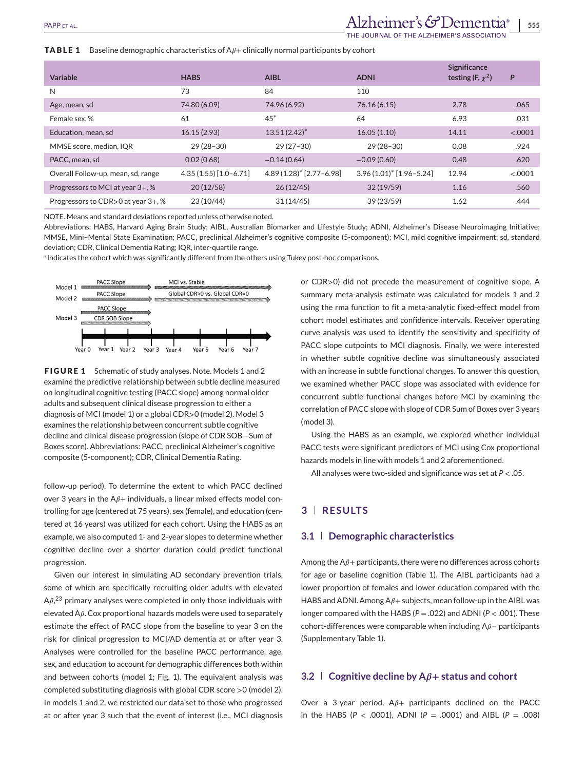**TABLE 1** Baseline demographic characteristics of Aβ+ clinically normal participants by cohort

| Variable | HABS | AIBL | ADNI | Significance testing (F, $\chi^2$) | P |
|---|---|---|---|---|---|
| N | 73 | 84 | 110 | | |
| Age, mean, sd | 74.80 (6.09) | 74.96 (6.92) | 76.16 (6.15) | 2.78 | .065 |
| Female sex, % | 61 | 45* | 64 | 6.93 | .031 |
| Education, mean, sd | 16.15 (2.93) | 13.51 (2.42)* | 16.05 (1.10) | 14.11 | <.0001 |
| MMSE score, median, IQR | 29 (28–30) | 29 (27–30) | 29 (28–30) | 0.08 | .924 |
| PACC, mean, sd | 0.02 (0.68) | −0.14 (0.64) | −0.09 (0.60) | 0.48 | .620 |
| Overall Follow-up, mean, sd, range | 4.35 (1.55) [1.0–6.71] | 4.89 (1.28)* [2.77–6.98] | 3.96 (1.01)* [1.96–5.24] | 12.94 | <.0001 |
| Progressors to MCI at year 3+, % | 20 (12/58) | 26 (12/45) | 32 (19/59) | 1.16 | .560 |
| Progressors to CDR>0 at year 3+, % | 23 (10/44) | 31 (14/45) | 39 (23/59) | 1.62 | .444 |

NOTE. Means and standard deviations reported unless otherwise noted.

Abbreviations: HABS, Harvard Aging Brain Study; AIBL, Australian Biomarker and Lifestyle Study; ADNI, Alzheimer's Disease Neuroimaging Initiative; MMSE, Mini–Mental State Examination; PACC, preclinical Alzheimer's cognitive composite (5-component); MCI, mild cognitive impairment; sd, standard deviation; CDR, Clinical Dementia Rating; IQR, inter-quartile range.

*Indicates the cohort which was significantly different from the others using Tukey post-hoc comparisons.

**FIGURE 1** Schematic of study analyses. Note. Models 1 and 2 examine the predictive relationship between subtle decline measured on longitudinal cognitive testing (PACC slope) among normal older adults and subsequent clinical disease progression to either a diagnosis of MCI (model 1) or a global CDR>0 (model 2). Model 3 examines the relationship between concurrent subtle cognitive decline and clinical disease progression (slope of CDR SOB—Sum of Boxes score). Abbreviations: PACC, preclinical Alzheimer's cognitive composite (5-component); CDR, Clinical Dementia Rating.

follow-up period). To determine the extent to which PACC declined over 3 years in the Aβ+ individuals, a linear mixed effects model controlling for age (centered at 75 years), sex (female), and education (centered at 16 years) was utilized for each cohort. Using the HABS as an example, we also computed 1- and 2-year slopes to determine whether cognitive decline over a shorter duration could predict functional progression.

Given our interest in simulating AD secondary prevention trials, some of which are specifically recruiting older adults with elevated Aβ,[23] primary analyses were completed in only those individuals with elevated Aβ. Cox proportional hazards models were used to separately estimate the effect of PACC slope from the baseline to year 3 on the risk for clinical progression to MCI/AD dementia at or after year 3. Analyses were controlled for the baseline PACC performance, age, sex, and education to account for demographic differences both within and between cohorts (model 1; Fig. 1). The equivalent analysis was completed substituting diagnosis with global CDR score >0 (model 2). In models 1 and 2, we restricted our data set to those who progressed at or after year 3 such that the event of interest (i.e., MCI diagnosis or CDR>0) did not precede the measurement of cognitive slope. A summary meta-analysis estimate was calculated for models 1 and 2 using the rma function to fit a meta-analytic fixed-effect model from cohort model estimates and confidence intervals. Receiver operating curve analysis was used to identify the sensitivity and specificity of PACC slope cutpoints to MCI diagnosis. Finally, we were interested in whether subtle cognitive decline was simultaneously associated with an increase in subtle functional changes. To answer this question, we examined whether PACC slope was associated with evidence for concurrent subtle functional changes before MCI by examining the correlation of PACC slope with slope of CDR Sum of Boxes over 3 years (model 3).

Using the HABS as an example, we explored whether individual PACC tests were significant predictors of MCI using Cox proportional hazards models in line with models 1 and 2 aforementioned.

All analyses were two-sided and significance was set at $P < .05$.

## 3 | RESULTS

### 3.1 | Demographic characteristics

Among the Aβ+ participants, there were no differences across cohorts for age or baseline cognition (Table 1). The AIBL participants had a lower proportion of females and lower education compared with the HABS and ADNI. Among Aβ+ subjects, mean follow-up in the AIBL was longer compared with the HABS ($P = .022$) and ADNI ($P < .001$). These cohort-differences were comparable when including Aβ− participants (Supplementary Table 1).

### 3.2 | Cognitive decline by Aβ+ status and cohort

Over a 3-year period, Aβ+ participants declined on the PACC in the HABS ($P < .0001$), ADNI ($P = .0001$) and AIBL ($P = .008$)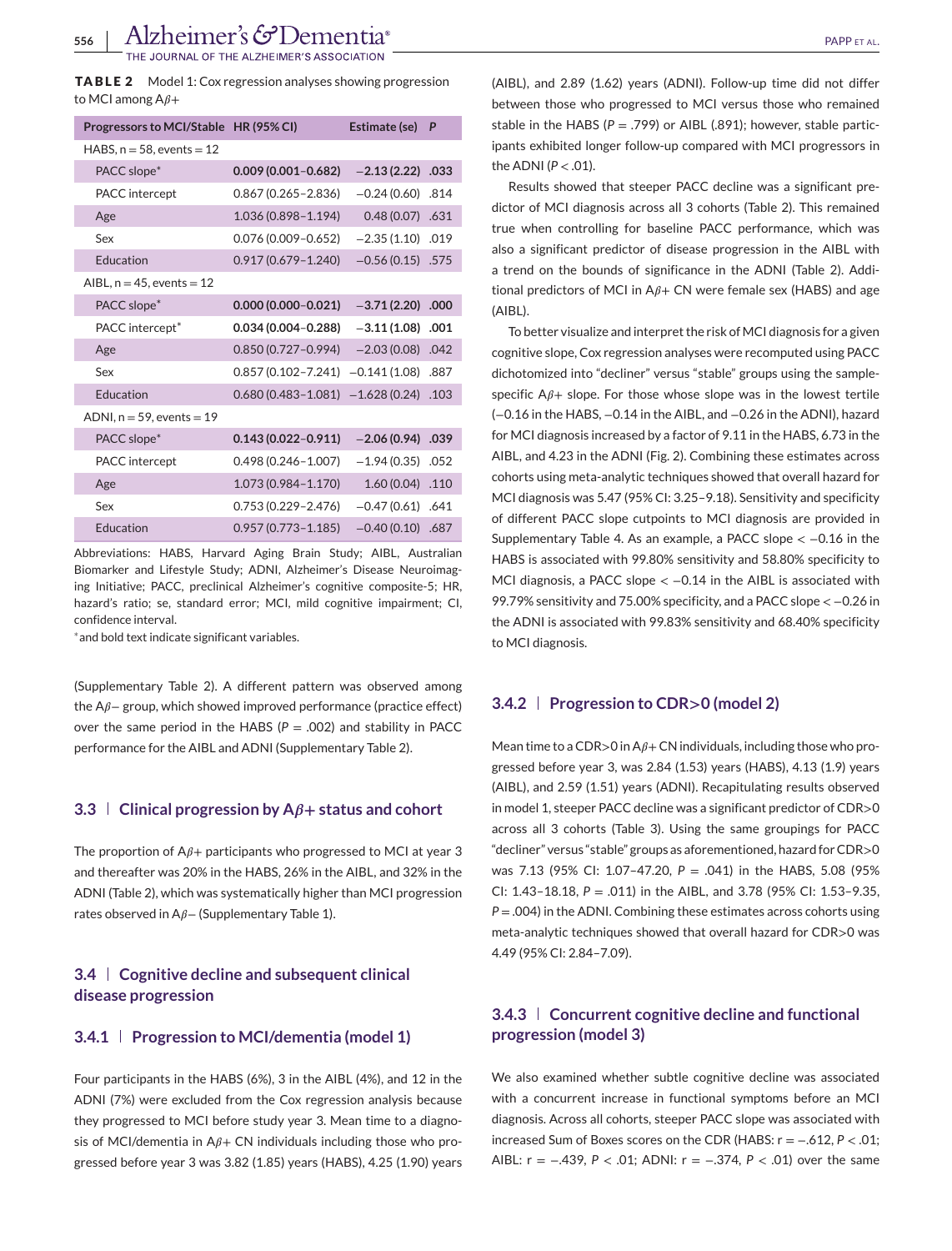**TABLE 2** Model 1: Cox regression analyses showing progression to MCI among A$\beta$+

| Progressors to MCI/Stable | HR (95% CI) | Estimate (se) | P |
|---|---|---|---|
| HABS, n = 58, events = 12 | | | |
| PACC slope* | **0.009 (0.001–0.682)** | **−2.13 (2.22)** | **.033** |
| PACC intercept | 0.867 (0.265–2.836) | −0.24 (0.60) | .814 |
| Age | 1.036 (0.898–1.194) | 0.48 (0.07) | .631 |
| Sex | 0.076 (0.009–0.652) | −2.35 (1.10) | .019 |
| Education | 0.917 (0.679–1.240) | −0.56 (0.15) | .575 |
| AIBL, n = 45, events = 12 | | | |
| PACC slope* | **0.000 (0.000–0.021)** | **−3.71 (2.20)** | **.000** |
| PACC intercept* | **0.034 (0.004–0.288)** | **−3.11 (1.08)** | **.001** |
| Age | 0.850 (0.727–0.994) | −2.03 (0.08) | .042 |
| Sex | 0.857 (0.102–7.241) | −0.141 (1.08) | .887 |
| Education | 0.680 (0.483–1.081) | −1.628 (0.24) | .103 |
| ADNI, n = 59, events = 19 | | | |
| PACC slope* | **0.143 (0.022–0.911)** | **−2.06 (0.94)** | **.039** |
| PACC intercept | 0.498 (0.246–1.007) | −1.94 (0.35) | .052 |
| Age | 1.073 (0.984–1.170) | 1.60 (0.04) | .110 |
| Sex | 0.753 (0.229–2.476) | −0.47 (0.61) | .641 |
| Education | 0.957 (0.773–1.185) | −0.40 (0.10) | .687 |

Abbreviations: HABS, Harvard Aging Brain Study; AIBL, Australian Biomarker and Lifestyle Study; ADNI, Alzheimer's Disease Neuroimaging Initiative; PACC, preclinical Alzheimer's cognitive composite-5; HR, hazard's ratio; se, standard error; MCI, mild cognitive impairment; CI, confidence interval.

*and bold text indicate significant variables.

(Supplementary Table 2). A different pattern was observed among the A$\beta$− group, which showed improved performance (practice effect) over the same period in the HABS ($P$ = .002) and stability in PACC performance for the AIBL and ADNI (Supplementary Table 2).

## 3.3 | Clinical progression by A$\beta$+ status and cohort

The proportion of A$\beta$+ participants who progressed to MCI at year 3 and thereafter was 20% in the HABS, 26% in the AIBL, and 32% in the ADNI (Table 2), which was systematically higher than MCI progression rates observed in A$\beta$− (Supplementary Table 1).

## 3.4 | Cognitive decline and subsequent clinical disease progression

### 3.4.1 | Progression to MCI/dementia (model 1)

Four participants in the HABS (6%), 3 in the AIBL (4%), and 12 in the ADNI (7%) were excluded from the Cox regression analysis because they progressed to MCI before study year 3. Mean time to a diagnosis of MCI/dementia in A$\beta$+ CN individuals including those who progressed before year 3 was 3.82 (1.85) years (HABS), 4.25 (1.90) years (AIBL), and 2.89 (1.62) years (ADNI). Follow-up time did not differ between those who progressed to MCI versus those who remained stable in the HABS ($P$ = .799) or AIBL (.891); however, stable participants exhibited longer follow-up compared with MCI progressors in the ADNI ($P$ < .01).

Results showed that steeper PACC decline was a significant predictor of MCI diagnosis across all 3 cohorts (Table 2). This remained true when controlling for baseline PACC performance, which was also a significant predictor of disease progression in the AIBL with a trend on the bounds of significance in the ADNI (Table 2). Additional predictors of MCI in A$\beta$+ CN were female sex (HABS) and age (AIBL).

To better visualize and interpret the risk of MCI diagnosis for a given cognitive slope, Cox regression analyses were recomputed using PACC dichotomized into "decliner" versus "stable" groups using the sample-specific A$\beta$+ slope. For those whose slope was in the lowest tertile (−0.16 in the HABS, −0.14 in the AIBL, and −0.26 in the ADNI), hazard for MCI diagnosis increased by a factor of 9.11 in the HABS, 6.73 in the AIBL, and 4.23 in the ADNI (Fig. 2). Combining these estimates across cohorts using meta-analytic techniques showed that overall hazard for MCI diagnosis was 5.47 (95% CI: 3.25–9.18). Sensitivity and specificity of different PACC slope cutpoints to MCI diagnosis are provided in Supplementary Table 4. As an example, a PACC slope < −0.16 in the HABS is associated with 99.80% sensitivity and 58.80% specificity to MCI diagnosis, a PACC slope < −0.14 in the AIBL is associated with 99.79% sensitivity and 75.00% specificity, and a PACC slope < −0.26 in the ADNI is associated with 99.83% sensitivity and 68.40% specificity to MCI diagnosis.

### 3.4.2 | Progression to CDR>0 (model 2)

Mean time to a CDR>0 in A$\beta$+ CN individuals, including those who progressed before year 3, was 2.84 (1.53) years (HABS), 4.13 (1.9) years (AIBL), and 2.59 (1.51) years (ADNI). Recapitulating results observed in model 1, steeper PACC decline was a significant predictor of CDR>0 across all 3 cohorts (Table 3). Using the same groupings for PACC "decliner" versus "stable" groups as aforementioned, hazard for CDR>0 was 7.13 (95% CI: 1.07–47.20, $P$ = .041) in the HABS, 5.08 (95% CI: 1.43–18.18, $P$ = .011) in the AIBL, and 3.78 (95% CI: 1.53–9.35, $P$ = .004) in the ADNI. Combining these estimates across cohorts using meta-analytic techniques showed that overall hazard for CDR>0 was 4.49 (95% CI: 2.84–7.09).

### 3.4.3 | Concurrent cognitive decline and functional progression (model 3)

We also examined whether subtle cognitive decline was associated with a concurrent increase in functional symptoms before an MCI diagnosis. Across all cohorts, steeper PACC slope was associated with increased Sum of Boxes scores on the CDR (HABS: r = −.612, $P$ < .01; AIBL: r = −.439, $P$ < .01; ADNI: r = −.374, $P$ < .01) over the same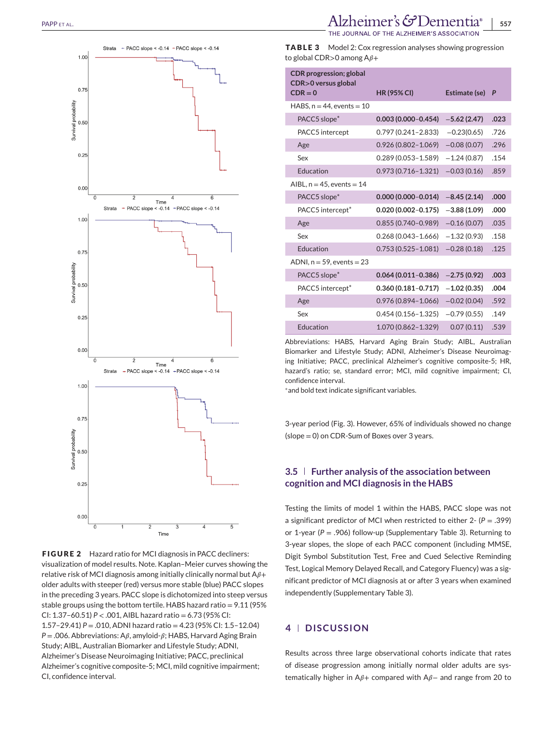FIGURE 2 Hazard ratio for MCI diagnosis in PACC decliners: visualization of model results. Note. Kaplan–Meier curves showing the relative risk of MCI diagnosis among initially clinically normal but A$\beta$+ older adults with steeper (red) versus more stable (blue) PACC slopes in the preceding 3 years. PACC slope is dichotomized into steep versus stable groups using the bottom tertile. HABS hazard ratio = 9.11 (95% CI: 1.37–60.51) $P < .001$, AIBL hazard ratio = 6.73 (95% CI: 1.57–29.41) $P = .010$, ADNI hazard ratio = 4.23 (95% CI: 1.5–12.04) $P = .006$. Abbreviations: A$\beta$, amyloid-$\beta$; HABS, Harvard Aging Brain Study; AIBL, Australian Biomarker and Lifestyle Study; ADNI, Alzheimer's Disease Neuroimaging Initiative; PACC, preclinical Alzheimer's cognitive composite-5; MCI, mild cognitive impairment; CI, confidence interval.

**TABLE 3** Model 2: Cox regression analyses showing progression to global CDR>0 among A$\beta$+

| CDR progression; global CDR>0 versus global CDR = 0 | HR (95% CI) | Estimate (se) | P |
|---|---|---|---|
| HABS, n = 44, events = 10 | | | |
| PACC5 slope* | **0.003 (0.000–0.454)** | **−5.62 (2.47)** | **.023** |
| PACC5 intercept | 0.797 (0.241–2.833) | −0.23(0.65) | .726 |
| Age | 0.926 (0.802–1.069) | −0.08 (0.07) | .296 |
| Sex | 0.289 (0.053–1.589) | −1.24 (0.87) | .154 |
| Education | 0.973 (0.716–1.321) | −0.03 (0.16) | .859 |
| AIBL, n = 45, events = 14 | | | |
| PACC5 slope* | **0.000 (0.000–0.014)** | **−8.45 (2.14)** | **.000** |
| PACC5 intercept* | **0.020 (0.002–0.175)** | **−3.88 (1.09)** | **.000** |
| Age | 0.855 (0.740–0.989) | −0.16 (0.07) | .035 |
| Sex | 0.268 (0.043–1.666) | −1.32 (0.93) | .158 |
| Education | 0.753 (0.525–1.081) | −0.28 (0.18) | .125 |
| ADNI, n = 59, events = 23 | | | |
| PACC5 slope* | **0.064 (0.011–0.386)** | **−2.75 (0.92)** | **.003** |
| PACC5 intercept* | **0.360 (0.181–0.717)** | **−1.02 (0.35)** | **.004** |
| Age | 0.976 (0.894–1.066) | −0.02 (0.04) | .592 |
| Sex | 0.454 (0.156–1.325) | −0.79 (0.55) | .149 |
| Education | 1.070 (0.862–1.329) | 0.07 (0.11) | .539 |

Abbreviations: HABS, Harvard Aging Brain Study; AIBL, Australian Biomarker and Lifestyle Study; ADNI, Alzheimer's Disease Neuroimaging Initiative; PACC, preclinical Alzheimer's cognitive composite-5; HR, hazard's ratio; se, standard error; MCI, mild cognitive impairment; CI, confidence interval.

*and bold text indicate significant variables.

3-year period (Fig. 3). However, 65% of individuals showed no change (slope = 0) on CDR-Sum of Boxes over 3 years.

### 3.5 | Further analysis of the association between cognition and MCI diagnosis in the HABS

Testing the limits of model 1 within the HABS, PACC slope was not a significant predictor of MCI when restricted to either 2- ($P = .399$) or 1-year ($P = .906$) follow-up (Supplementary Table 3). Returning to 3-year slopes, the slope of each PACC component (including MMSE, Digit Symbol Substitution Test, Free and Cued Selective Reminding Test, Logical Memory Delayed Recall, and Category Fluency) was a significant predictor of MCI diagnosis at or after 3 years when examined independently (Supplementary Table 3).

## 4 | DISCUSSION

Results across three large observational cohorts indicate that rates of disease progression among initially normal older adults are systematically higher in A$\beta$+ compared with A$\beta$− and range from 20 to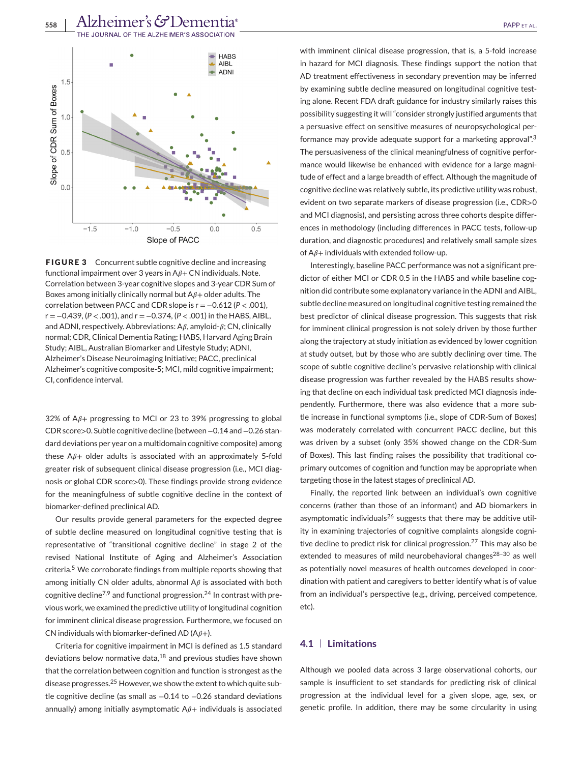**FIGURE 3** Concurrent subtle cognitive decline and increasing functional impairment over 3 years in A$\beta$+ CN individuals. Note. Correlation between 3-year cognitive slopes and 3-year CDR Sum of Boxes among initially clinically normal but A$\beta$+ older adults. The correlation between PACC and CDR slope is $r = -0.612$ ($P < .001$), $r = -0.439$, ($P < .001$), and $r = -0.374$, ($P < .001$) in the HABS, AIBL, and ADNI, respectively. Abbreviations: A$\beta$, amyloid-$\beta$; CN, clinically normal; CDR, Clinical Dementia Rating; HABS, Harvard Aging Brain Study; AIBL, Australian Biomarker and Lifestyle Study; ADNI, Alzheimer's Disease Neuroimaging Initiative; PACC, preclinical Alzheimer's cognitive composite-5; MCI, mild cognitive impairment; CI, confidence interval.

32% of A$\beta$+ progressing to MCI or 23 to 39% progressing to global CDR score>0. Subtle cognitive decline (between −0.14 and −0.26 standard deviations per year on a multidomain cognitive composite) among these A$\beta$+ older adults is associated with an approximately 5-fold greater risk of subsequent clinical disease progression (i.e., MCI diagnosis or global CDR score>0). These findings provide strong evidence for the meaningfulness of subtle cognitive decline in the context of biomarker-defined preclinical AD.

Our results provide general parameters for the expected degree of subtle decline measured on longitudinal cognitive testing that is representative of "transitional cognitive decline" in stage 2 of the revised National Institute of Aging and Alzheimer's Association criteria.[5] We corroborate findings from multiple reports showing that among initially CN older adults, abnormal A$\beta$ is associated with both cognitive decline[7,9] and functional progression.[24] In contrast with previous work, we examined the predictive utility of longitudinal cognition for imminent clinical disease progression. Furthermore, we focused on CN individuals with biomarker-defined AD (A$\beta$+).

Criteria for cognitive impairment in MCI is defined as 1.5 standard deviations below normative data,[18] and previous studies have shown that the correlation between cognition and function is strongest as the disease progresses.[25] However, we show the extent to which quite subtle cognitive decline (as small as −0.14 to −0.26 standard deviations annually) among initially asymptomatic A$\beta$+ individuals is associated with imminent clinical disease progression, that is, a 5-fold increase in hazard for MCI diagnosis. These findings support the notion that AD treatment effectiveness in secondary prevention may be inferred by examining subtle decline measured on longitudinal cognitive testing alone. Recent FDA draft guidance for industry similarly raises this possibility suggesting it will "consider strongly justified arguments that a persuasive effect on sensitive measures of neuropsychological performance may provide adequate support for a marketing approval".[3] The persuasiveness of the clinical meaningfulness of cognitive performance would likewise be enhanced with evidence for a large magnitude of effect and a large breadth of effect. Although the magnitude of cognitive decline was relatively subtle, its predictive utility was robust, evident on two separate markers of disease progression (i.e., CDR>0 and MCI diagnosis), and persisting across three cohorts despite differences in methodology (including differences in PACC tests, follow-up duration, and diagnostic procedures) and relatively small sample sizes of A$\beta$+ individuals with extended follow-up.

Interestingly, baseline PACC performance was not a significant predictor of either MCI or CDR 0.5 in the HABS and while baseline cognition did contribute some explanatory variance in the ADNI and AIBL, subtle decline measured on longitudinal cognitive testing remained the best predictor of clinical disease progression. This suggests that risk for imminent clinical progression is not solely driven by those further along the trajectory at study initiation as evidenced by lower cognition at study outset, but by those who are subtly declining over time. The scope of subtle cognitive decline's pervasive relationship with clinical disease progression was further revealed by the HABS results showing that decline on each individual task predicted MCI diagnosis independently. Furthermore, there was also evidence that a more subtle increase in functional symptoms (i.e., slope of CDR-Sum of Boxes) was moderately correlated with concurrent PACC decline, but this was driven by a subset (only 35% showed change on the CDR-Sum of Boxes). This last finding raises the possibility that traditional co-primary outcomes of cognition and function may be appropriate when targeting those in the latest stages of preclinical AD.

Finally, the reported link between an individual's own cognitive concerns (rather than those of an informant) and AD biomarkers in asymptomatic individuals[26] suggests that there may be additive utility in examining trajectories of cognitive complaints alongside cognitive decline to predict risk for clinical progression.[27] This may also be extended to measures of mild neurobehavioral changes[28–30] as well as potentially novel measures of health outcomes developed in coordination with patient and caregivers to better identify what is of value from an individual's perspective (e.g., driving, perceived competence, etc).

### 4.1 | Limitations

Although we pooled data across 3 large observational cohorts, our sample is insufficient to set standards for predicting risk of clinical progression at the individual level for a given slope, age, sex, or genetic profile. In addition, there may be some circularity in using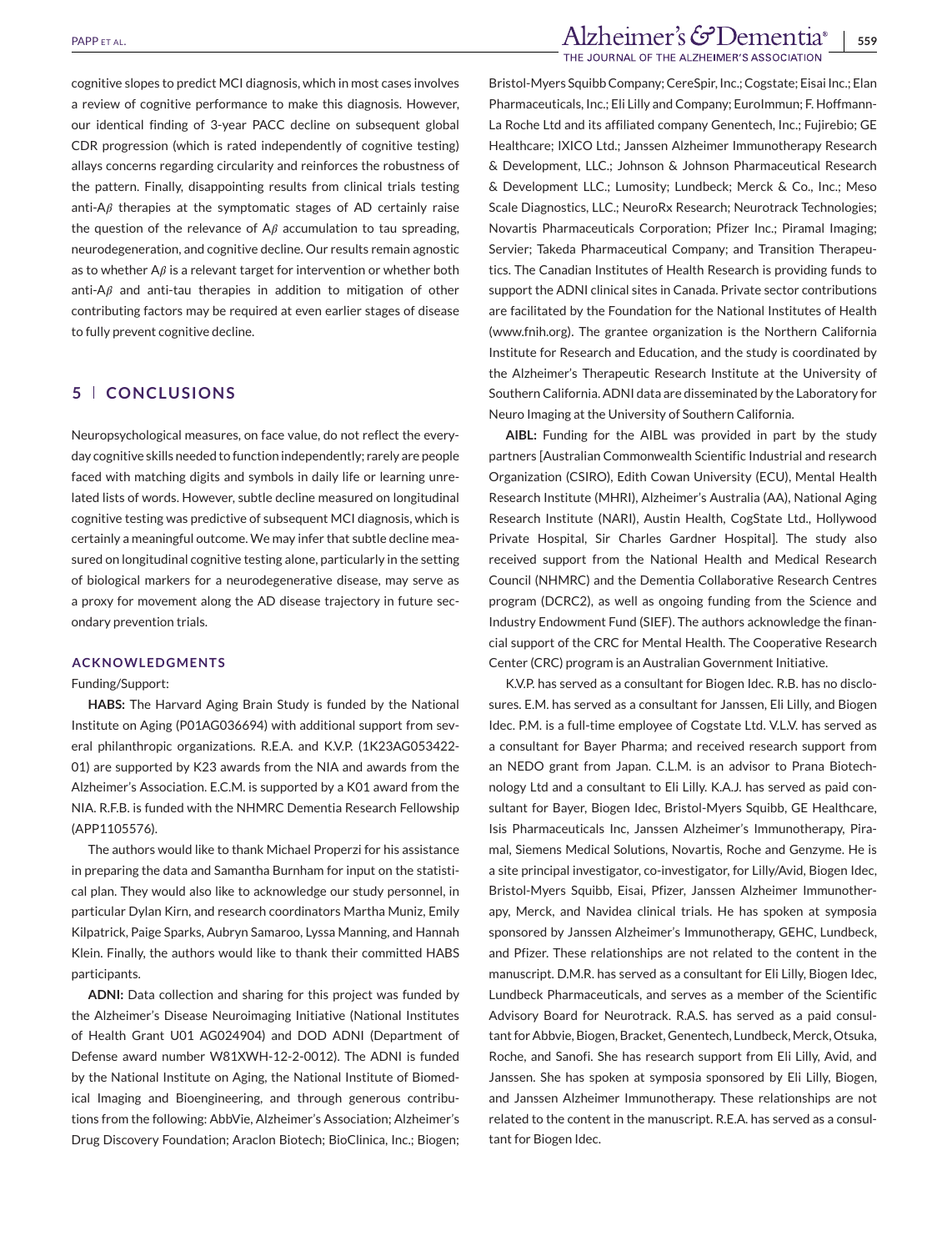cognitive slopes to predict MCI diagnosis, which in most cases involves a review of cognitive performance to make this diagnosis. However, our identical finding of 3-year PACC decline on subsequent global CDR progression (which is rated independently of cognitive testing) allays concerns regarding circularity and reinforces the robustness of the pattern. Finally, disappointing results from clinical trials testing anti-A$\beta$ therapies at the symptomatic stages of AD certainly raise the question of the relevance of A$\beta$ accumulation to tau spreading, neurodegeneration, and cognitive decline. Our results remain agnostic as to whether A$\beta$ is a relevant target for intervention or whether both anti-A$\beta$ and anti-tau therapies in addition to mitigation of other contributing factors may be required at even earlier stages of disease to fully prevent cognitive decline.

## 5 | CONCLUSIONS

Neuropsychological measures, on face value, do not reflect the everyday cognitive skills needed to function independently; rarely are people faced with matching digits and symbols in daily life or learning unrelated lists of words. However, subtle decline measured on longitudinal cognitive testing was predictive of subsequent MCI diagnosis, which is certainly a meaningful outcome. We may infer that subtle decline measured on longitudinal cognitive testing alone, particularly in the setting of biological markers for a neurodegenerative disease, may serve as a proxy for movement along the AD disease trajectory in future secondary prevention trials.

### ACKNOWLEDGMENTS

Funding/Support:

**HABS:** The Harvard Aging Brain Study is funded by the National Institute on Aging (P01AG036694) with additional support from several philanthropic organizations. R.E.A. and K.V.P. (1K23AG053422-01) are supported by K23 awards from the NIA and awards from the Alzheimer's Association. E.C.M. is supported by a K01 award from the NIA. R.F.B. is funded with the NHMRC Dementia Research Fellowship (APP1105576).

The authors would like to thank Michael Properzi for his assistance in preparing the data and Samantha Burnham for input on the statistical plan. They would also like to acknowledge our study personnel, in particular Dylan Kirn, and research coordinators Martha Muniz, Emily Kilpatrick, Paige Sparks, Aubryn Samaroo, Lyssa Manning, and Hannah Klein. Finally, the authors would like to thank their committed HABS participants.

**ADNI:** Data collection and sharing for this project was funded by the Alzheimer's Disease Neuroimaging Initiative (National Institutes of Health Grant U01 AG024904) and DOD ADNI (Department of Defense award number W81XWH-12-2-0012). The ADNI is funded by the National Institute on Aging, the National Institute of Biomedical Imaging and Bioengineering, and through generous contributions from the following: AbbVie, Alzheimer's Association; Alzheimer's Drug Discovery Foundation; Araclon Biotech; BioClinica, Inc.; Biogen; Bristol-Myers Squibb Company; CereSpir, Inc.; Cogstate; Eisai Inc.; Elan Pharmaceuticals, Inc.; Eli Lilly and Company; EuroImmun; F. Hoffmann-La Roche Ltd and its affiliated company Genentech, Inc.; Fujirebio; GE Healthcare; IXICO Ltd.; Janssen Alzheimer Immunotherapy Research & Development, LLC.; Johnson & Johnson Pharmaceutical Research & Development LLC.; Lumosity; Lundbeck; Merck & Co., Inc.; Meso Scale Diagnostics, LLC.; NeuroRx Research; Neurotrack Technologies; Novartis Pharmaceuticals Corporation; Pfizer Inc.; Piramal Imaging; Servier; Takeda Pharmaceutical Company; and Transition Therapeutics. The Canadian Institutes of Health Research is providing funds to support the ADNI clinical sites in Canada. Private sector contributions are facilitated by the Foundation for the National Institutes of Health (www.fnih.org). The grantee organization is the Northern California Institute for Research and Education, and the study is coordinated by the Alzheimer's Therapeutic Research Institute at the University of Southern California. ADNI data are disseminated by the Laboratory for Neuro Imaging at the University of Southern California.

**AIBL:** Funding for the AIBL was provided in part by the study partners [Australian Commonwealth Scientific Industrial and research Organization (CSIRO), Edith Cowan University (ECU), Mental Health Research Institute (MHRI), Alzheimer's Australia (AA), National Aging Research Institute (NARI), Austin Health, CogState Ltd., Hollywood Private Hospital, Sir Charles Gardner Hospital]. The study also received support from the National Health and Medical Research Council (NHMRC) and the Dementia Collaborative Research Centres program (DCRC2), as well as ongoing funding from the Science and Industry Endowment Fund (SIEF). The authors acknowledge the financial support of the CRC for Mental Health. The Cooperative Research Center (CRC) program is an Australian Government Initiative.

K.V.P. has served as a consultant for Biogen Idec. R.B. has no disclosures. E.M. has served as a consultant for Janssen, Eli Lilly, and Biogen Idec. P.M. is a full-time employee of Cogstate Ltd. V.L.V. has served as a consultant for Bayer Pharma; and received research support from an NEDO grant from Japan. C.L.M. is an advisor to Prana Biotechnology Ltd and a consultant to Eli Lilly. K.A.J. has served as paid consultant for Bayer, Biogen Idec, Bristol-Myers Squibb, GE Healthcare, Isis Pharmaceuticals Inc, Janssen Alzheimer's Immunotherapy, Piramal, Siemens Medical Solutions, Novartis, Roche and Genzyme. He is a site principal investigator, co-investigator, for Lilly/Avid, Biogen Idec, Bristol-Myers Squibb, Eisai, Pfizer, Janssen Alzheimer Immunotherapy, Merck, and Navidea clinical trials. He has spoken at symposia sponsored by Janssen Alzheimer's Immunotherapy, GEHC, Lundbeck, and Pfizer. These relationships are not related to the content in the manuscript. D.M.R. has served as a consultant for Eli Lilly, Biogen Idec, Lundbeck Pharmaceuticals, and serves as a member of the Scientific Advisory Board for Neurotrack. R.A.S. has served as a paid consultant for Abbvie, Biogen, Bracket, Genentech, Lundbeck, Merck, Otsuka, Roche, and Sanofi. She has research support from Eli Lilly, Avid, and Janssen. She has spoken at symposia sponsored by Eli Lilly, Biogen, and Janssen Alzheimer Immunotherapy. These relationships are not related to the content in the manuscript. R.E.A. has served as a consultant for Biogen Idec.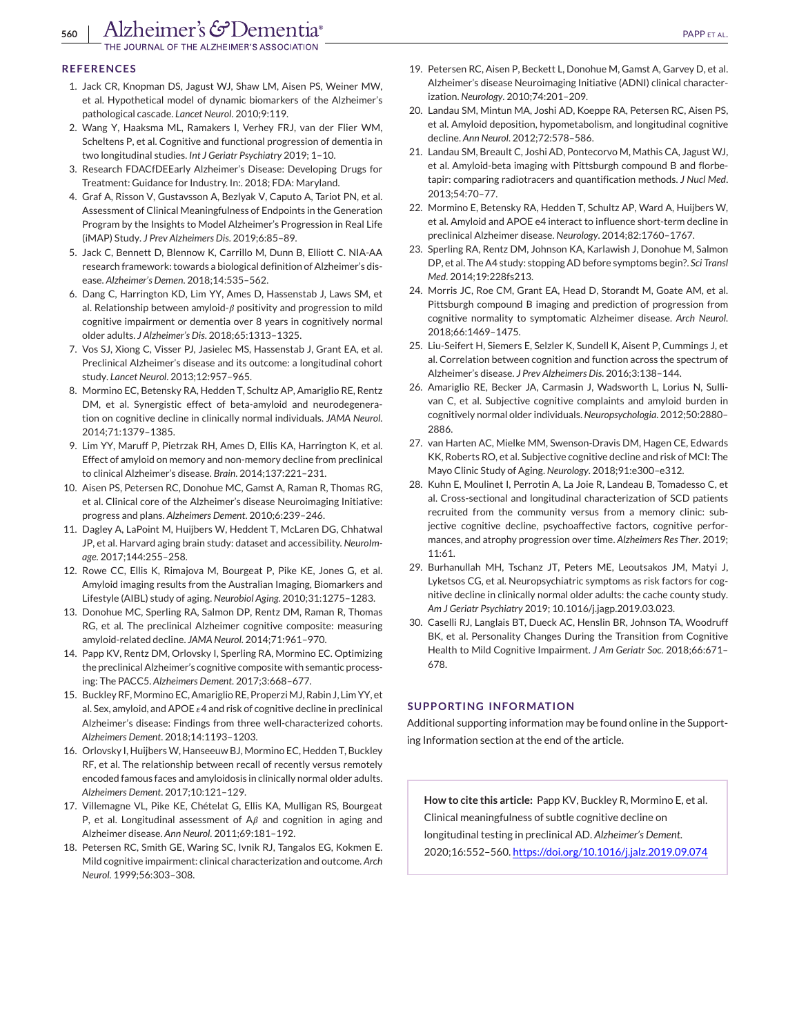## REFERENCES

1. Jack CR, Knopman DS, Jagust WJ, Shaw LM, Aisen PS, Weiner MW, et al. Hypothetical model of dynamic biomarkers of the Alzheimer's pathological cascade. *Lancet Neurol*. 2010;9:119.
2. Wang Y, Haaksma ML, Ramakers I, Verhey FRJ, van der Flier WM, Scheltens P, et al. Cognitive and functional progression of dementia in two longitudinal studies. *Int J Geriatr Psychiatry* 2019; 1–10.
3. Research FDACfDEEarly Alzheimer's Disease: Developing Drugs for Treatment: Guidance for Industry. In:. 2018; FDA: Maryland.
4. Graf A, Risson V, Gustavsson A, Bezlyak V, Caputo A, Tariot PN, et al. Assessment of Clinical Meaningfulness of Endpoints in the Generation Program by the Insights to Model Alzheimer's Progression in Real Life (iMAP) Study. *J Prev Alzheimers Dis*. 2019;6:85–89.
5. Jack C, Bennett D, Blennow K, Carrillo M, Dunn B, Elliott C. NIA-AA research framework: towards a biological definition of Alzheimer's disease. *Alzheimer's Demen*. 2018;14:535–562.
6. Dang C, Harrington KD, Lim YY, Ames D, Hassenstab J, Laws SM, et al. Relationship between amyloid-$\beta$ positivity and progression to mild cognitive impairment or dementia over 8 years in cognitively normal older adults. *J Alzheimer's Dis*. 2018;65:1313–1325.
7. Vos SJ, Xiong C, Visser PJ, Jasielec MS, Hassenstab J, Grant EA, et al. Preclinical Alzheimer's disease and its outcome: a longitudinal cohort study. *Lancet Neurol*. 2013;12:957–965.
8. Mormino EC, Betensky RA, Hedden T, Schultz AP, Amariglio RE, Rentz DM, et al. Synergistic effect of beta-amyloid and neurodegeneration on cognitive decline in clinically normal individuals. *JAMA Neurol*. 2014;71:1379–1385.
9. Lim YY, Maruff P, Pietrzak RH, Ames D, Ellis KA, Harrington K, et al. Effect of amyloid on memory and non-memory decline from preclinical to clinical Alzheimer's disease. *Brain*. 2014;137:221–231.
10. Aisen PS, Petersen RC, Donohue MC, Gamst A, Raman R, Thomas RG, et al. Clinical core of the Alzheimer's disease Neuroimaging Initiative: progress and plans. *Alzheimers Dement*. 2010;6:239–246.
11. Dagley A, LaPoint M, Huijbers W, Heddent T, McLaren DG, Chhatwal JP, et al. Harvard aging brain study: dataset and accessibility. *NeuroImage*. 2017;144:255–258.
12. Rowe CC, Ellis K, Rimajova M, Bourgeat P, Pike KE, Jones G, et al. Amyloid imaging results from the Australian Imaging, Biomarkers and Lifestyle (AIBL) study of aging. *Neurobiol Aging*. 2010;31:1275–1283.
13. Donohue MC, Sperling RA, Salmon DP, Rentz DM, Raman R, Thomas RG, et al. The preclinical Alzheimer cognitive composite: measuring amyloid-related decline. *JAMA Neurol*. 2014;71:961–970.
14. Papp KV, Rentz DM, Orlovsky I, Sperling RA, Mormino EC. Optimizing the preclinical Alzheimer's cognitive composite with semantic processing: The PACC5. *Alzheimers Dement*. 2017;3:668–677.
15. Buckley RF, Mormino EC, Amariglio RE, Properzi MJ, Rabin J, Lim YY, et al. Sex, amyloid, and APOE $\varepsilon$4 and risk of cognitive decline in preclinical Alzheimer's disease: Findings from three well-characterized cohorts. *Alzheimers Dement*. 2018;14:1193–1203.
16. Orlovsky I, Huijbers W, Hanseeuw BJ, Mormino EC, Hedden T, Buckley RF, et al. The relationship between recall of recently versus remotely encoded famous faces and amyloidosis in clinically normal older adults. *Alzheimers Dement*. 2017;10:121–129.
17. Villemagne VL, Pike KE, Chételat G, Ellis KA, Mulligan RS, Bourgeat P, et al. Longitudinal assessment of A$\beta$ and cognition in aging and Alzheimer disease. *Ann Neurol*. 2011;69:181–192.
18. Petersen RC, Smith GE, Waring SC, Ivnik RJ, Tangalos EG, Kokmen E. Mild cognitive impairment: clinical characterization and outcome. *Arch Neurol*. 1999;56:303–308.
19. Petersen RC, Aisen P, Beckett L, Donohue M, Gamst A, Garvey D, et al. Alzheimer's disease Neuroimaging Initiative (ADNI) clinical characterization. *Neurology*. 2010;74:201–209.
20. Landau SM, Mintun MA, Joshi AD, Koeppe RA, Petersen RC, Aisen PS, et al. Amyloid deposition, hypometabolism, and longitudinal cognitive decline. *Ann Neurol*. 2012;72:578–586.
21. Landau SM, Breault C, Joshi AD, Pontecorvo M, Mathis CA, Jagust WJ, et al. Amyloid-beta imaging with Pittsburgh compound B and florbetapir: comparing radiotracers and quantification methods. *J Nucl Med*. 2013;54:70–77.
22. Mormino E, Betensky RA, Hedden T, Schultz AP, Ward A, Huijbers W, et al. Amyloid and APOE e4 interact to influence short-term decline in preclinical Alzheimer disease. *Neurology*. 2014;82:1760–1767.
23. Sperling RA, Rentz DM, Johnson KA, Karlawish J, Donohue M, Salmon DP, et al. The A4 study: stopping AD before symptoms begin?. *Sci Transl Med*. 2014;19:228fs213.
24. Morris JC, Roe CM, Grant EA, Head D, Storandt M, Goate AM, et al. Pittsburgh compound B imaging and prediction of progression from cognitive normality to symptomatic Alzheimer disease. *Arch Neurol*. 2018;66:1469–1475.
25. Liu-Seifert H, Siemers E, Selzler K, Sundell K, Aisent P, Cummings J, et al. Correlation between cognition and function across the spectrum of Alzheimer's disease. *J Prev Alzheimers Dis*. 2016;3:138–144.
26. Amariglio RE, Becker JA, Carmasin J, Wadsworth L, Lorius N, Sullivan C, et al. Subjective cognitive complaints and amyloid burden in cognitively normal older individuals. *Neuropsychologia*. 2012;50:2880–2886.
27. van Harten AC, Mielke MM, Swenson-Dravis DM, Hagen CE, Edwards KK, Roberts RO, et al. Subjective cognitive decline and risk of MCI: The Mayo Clinic Study of Aging. *Neurology*. 2018;91:e300–e312.
28. Kuhn E, Moulinet I, Perrotin A, La Joie R, Landeau B, Tomadesso C, et al. Cross-sectional and longitudinal characterization of SCD patients recruited from the community versus from a memory clinic: subjective cognitive decline, psychoaffective factors, cognitive performances, and atrophy progression over time. *Alzheimers Res Ther*. 2019; 11:61.
29. Burhanullah MH, Tschanz JT, Peters ME, Leoutsakos JM, Matyi J, Lyketsos CG, et al. Neuropsychiatric symptoms as risk factors for cognitive decline in clinically normal older adults: the cache county study. *Am J Geriatr Psychiatry* 2019; 10.1016/j.jagp.2019.03.023.
30. Caselli RJ, Langlais BT, Dueck AC, Henslin BR, Johnson TA, Woodruff BK, et al. Personality Changes During the Transition from Cognitive Health to Mild Cognitive Impairment. *J Am Geriatr Soc*. 2018;66:671–678.

## SUPPORTING INFORMATION

Additional supporting information may be found online in the Supporting Information section at the end of the article.

**How to cite this article:** Papp KV, Buckley R, Mormino E, et al. Clinical meaningfulness of subtle cognitive decline on longitudinal testing in preclinical AD. *Alzheimer's Dement*. 2020;16:552–560. https://doi.org/10.1016/j.jalz.2019.09.074